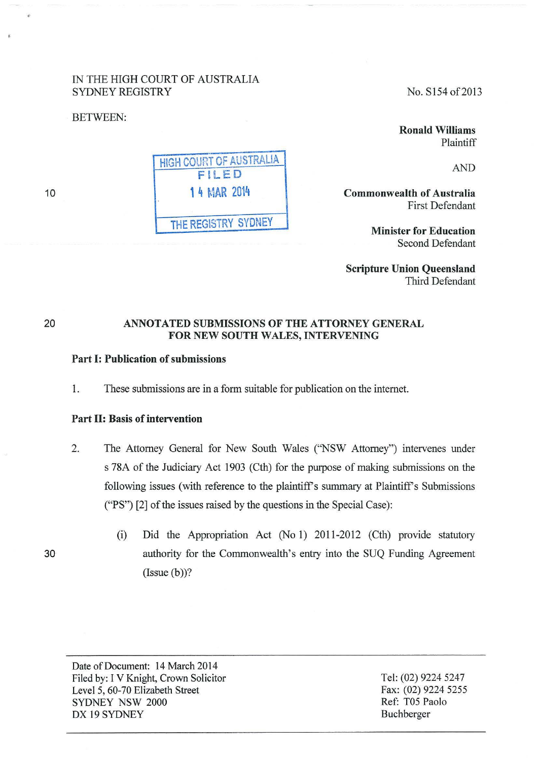IN THE HIGH COURT OF AUSTRALIA
SYDNEY REGISTRY

No. S154 of 2013

BETWEEN:

**Ronald Williams**
Plaintiff

AND

HIGH COURT OF AUSTRALIA
FILED
14 MAR 2014
THE REGISTRY SYDNEY

**Commonwealth of Australia**
First Defendant

**Minister for Education**
Second Defendant

**Scripture Union Queensland**
Third Defendant

## ANNOTATED SUBMISSIONS OF THE ATTORNEY GENERAL FOR NEW SOUTH WALES, INTERVENING

### Part I: Publication of submissions

1. These submissions are in a form suitable for publication on the internet.

### Part II: Basis of intervention

2. The Attorney General for New South Wales ("NSW Attorney") intervenes under s 78A of the Judiciary Act 1903 (Cth) for the purpose of making submissions on the following issues (with reference to the plaintiff's summary at Plaintiff's Submissions ("PS") [2] of the issues raised by the questions in the Special Case):

   (i) Did the Appropriation Act (No 1) 2011-2012 (Cth) provide statutory authority for the Commonwealth's entry into the SUQ Funding Agreement (Issue (b))?

Date of Document: 14 March 2014
Filed by: I V Knight, Crown Solicitor
Level 5, 60-70 Elizabeth Street
SYDNEY NSW 2000
DX 19 SYDNEY

Tel: (02) 9224 5247
Fax: (02) 9224 5255
Ref: T05 Paolo Buchberger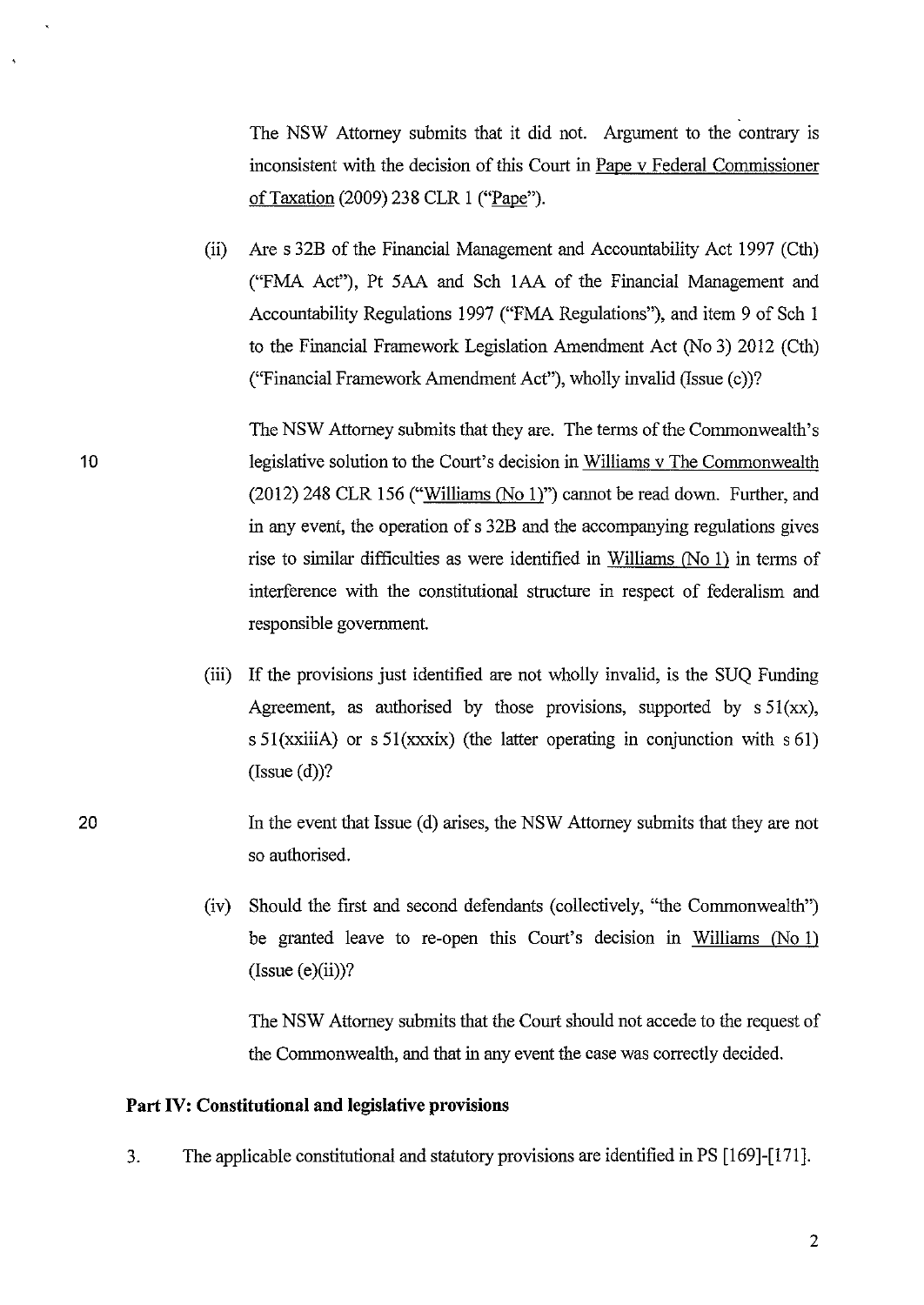The NSW Attorney submits that it did not. Argument to the contrary is inconsistent with the decision of this Court in Pape v Federal Commissioner of Taxation (2009) 238 CLR 1 ("Pape").

(ii) Are s 32B of the Financial Management and Accountability Act 1997 (Cth) ("FMA Act"), Pt 5AA and Sch 1AA of the Financial Management and Accountability Regulations 1997 ("FMA Regulations"), and item 9 of Sch 1 to the Financial Framework Legislation Amendment Act (No 3) 2012 (Cth) ("Financial Framework Amendment Act"), wholly invalid (Issue (c))?

The NSW Attorney submits that they are. The terms of the Commonwealth's legislative solution to the Court's decision in Williams v The Commonwealth (2012) 248 CLR 156 ("Williams (No 1)") cannot be read down. Further, and in any event, the operation of s 32B and the accompanying regulations gives rise to similar difficulties as were identified in Williams (No 1) in terms of interference with the constitutional structure in respect of federalism and responsible government.

(iii) If the provisions just identified are not wholly invalid, is the SUQ Funding Agreement, as authorised by those provisions, supported by s 51(xx), s 51(xxiiiA) or s 51(xxxix) (the latter operating in conjunction with s 61) (Issue (d))?

In the event that Issue (d) arises, the NSW Attorney submits that they are not so authorised.

(iv) Should the first and second defendants (collectively, "the Commonwealth") be granted leave to re-open this Court's decision in Williams (No 1) (Issue (e)(ii))?

The NSW Attorney submits that the Court should not accede to the request of the Commonwealth, and that in any event the case was correctly decided.

## Part IV: Constitutional and legislative provisions

3. The applicable constitutional and statutory provisions are identified in PS [169]-[171].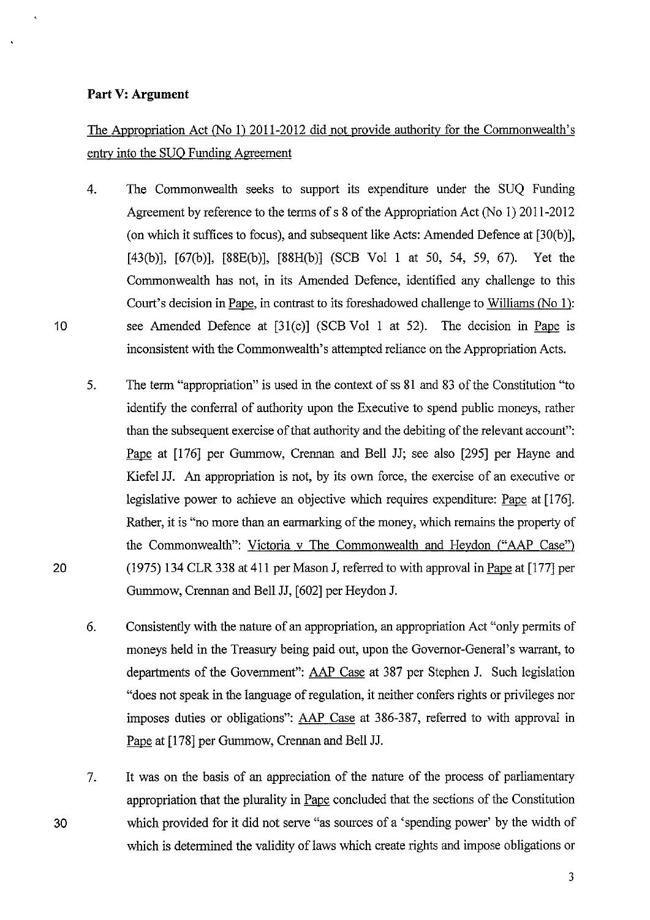**Part V: Argument**

<u>The Appropriation Act (No 1) 2011-2012 did not provide authority for the Commonwealth's entry into the SUQ Funding Agreement</u>

4. The Commonwealth seeks to support its expenditure under the SUQ Funding Agreement by reference to the terms of s 8 of the Appropriation Act (No 1) 2011-2012 (on which it suffices to focus), and subsequent like Acts: Amended Defence at [30(b)], [43(b)], [67(b)], [88E(b)], [88H(b)] (SCB Vol 1 at 50, 54, 59, 67). Yet the Commonwealth has not, in its Amended Defence, identified any challenge to this Court's decision in <u>Pape</u>, in contrast to its foreshadowed challenge to <u>Williams (No 1)</u>: see Amended Defence at [31(c)] (SCB Vol 1 at 52). The decision in <u>Pape</u> is inconsistent with the Commonwealth's attempted reliance on the Appropriation Acts.

5. The term "appropriation" is used in the context of ss 81 and 83 of the Constitution "to identify the conferral of authority upon the Executive to spend public moneys, rather than the subsequent exercise of that authority and the debiting of the relevant account": <u>Pape</u> at [176] per Gummow, Crennan and Bell JJ; see also [295] per Hayne and Kiefel JJ. An appropriation is not, by its own force, the exercise of an executive or legislative power to achieve an objective which requires expenditure: <u>Pape</u> at [176]. Rather, it is "no more than an earmarking of the money, which remains the property of the Commonwealth": <u>Victoria v The Commonwealth and Heydon ("AAP Case")</u> (1975) 134 CLR 338 at 411 per Mason J, referred to with approval in <u>Pape</u> at [177] per Gummow, Crennan and Bell JJ, [602] per Heydon J.

6. Consistently with the nature of an appropriation, an appropriation Act "only permits of moneys held in the Treasury being paid out, upon the Governor-General's warrant, to departments of the Government": <u>AAP Case</u> at 387 per Stephen J. Such legislation "does not speak in the language of regulation, it neither confers rights or privileges nor imposes duties or obligations": <u>AAP Case</u> at 386-387, referred to with approval in <u>Pape</u> at [178] per Gummow, Crennan and Bell JJ.

7. It was on the basis of an appreciation of the nature of the process of parliamentary appropriation that the plurality in <u>Pape</u> concluded that the sections of the Constitution which provided for it did not serve "as sources of a 'spending power' by the width of which is determined the validity of laws which create rights and impose obligations or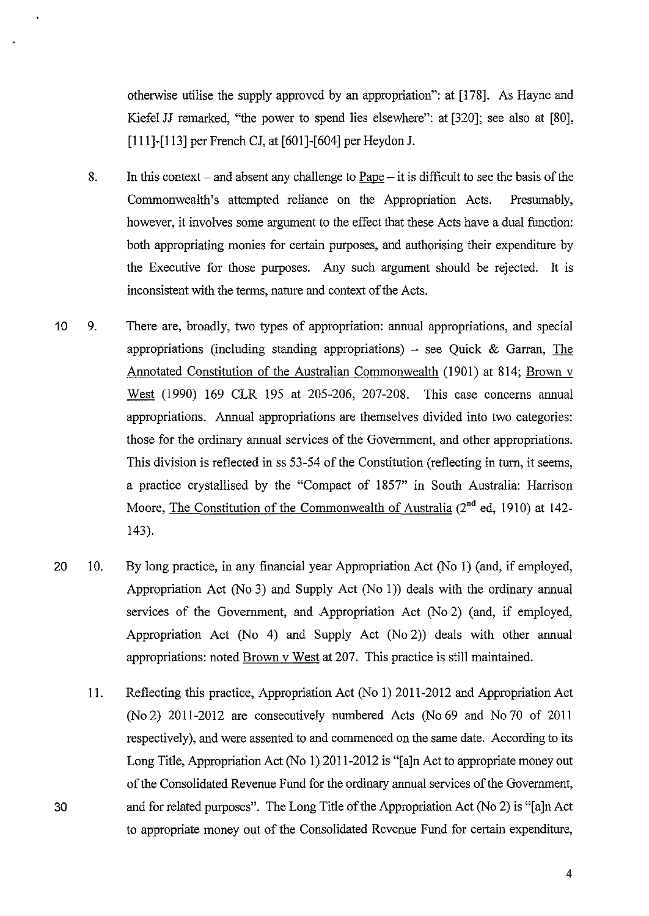otherwise utilise the supply approved by an appropriation": at [178]. As Hayne and Kiefel JJ remarked, "the power to spend lies elsewhere": at [320]; see also at [80], [111]-[113] per French CJ, at [601]-[604] per Heydon J.

8. In this context – and absent any challenge to Pape – it is difficult to see the basis of the Commonwealth's attempted reliance on the Appropriation Acts. Presumably, however, it involves some argument to the effect that these Acts have a dual function: both appropriating monies for certain purposes, and authorising their expenditure by the Executive for those purposes. Any such argument should be rejected. It is inconsistent with the terms, nature and context of the Acts.

9. There are, broadly, two types of appropriation: annual appropriations, and special appropriations (including standing appropriations) – see Quick & Garran, The Annotated Constitution of the Australian Commonwealth (1901) at 814; Brown v West (1990) 169 CLR 195 at 205-206, 207-208. This case concerns annual appropriations. Annual appropriations are themselves divided into two categories: those for the ordinary annual services of the Government, and other appropriations. This division is reflected in ss 53-54 of the Constitution (reflecting in turn, it seems, a practice crystallised by the "Compact of 1857" in South Australia: Harrison Moore, The Constitution of the Commonwealth of Australia (2nd ed, 1910) at 142-143).

10. By long practice, in any financial year Appropriation Act (No 1) (and, if employed, Appropriation Act (No 3) and Supply Act (No 1)) deals with the ordinary annual services of the Government, and Appropriation Act (No 2) (and, if employed, Appropriation Act (No 4) and Supply Act (No 2)) deals with other annual appropriations: noted Brown v West at 207. This practice is still maintained.

11. Reflecting this practice, Appropriation Act (No 1) 2011-2012 and Appropriation Act (No 2) 2011-2012 are consecutively numbered Acts (No 69 and No 70 of 2011 respectively), and were assented to and commenced on the same date. According to its Long Title, Appropriation Act (No 1) 2011-2012 is "[a]n Act to appropriate money out of the Consolidated Revenue Fund for the ordinary annual services of the Government, and for related purposes". The Long Title of the Appropriation Act (No 2) is "[a]n Act to appropriate money out of the Consolidated Revenue Fund for certain expenditure,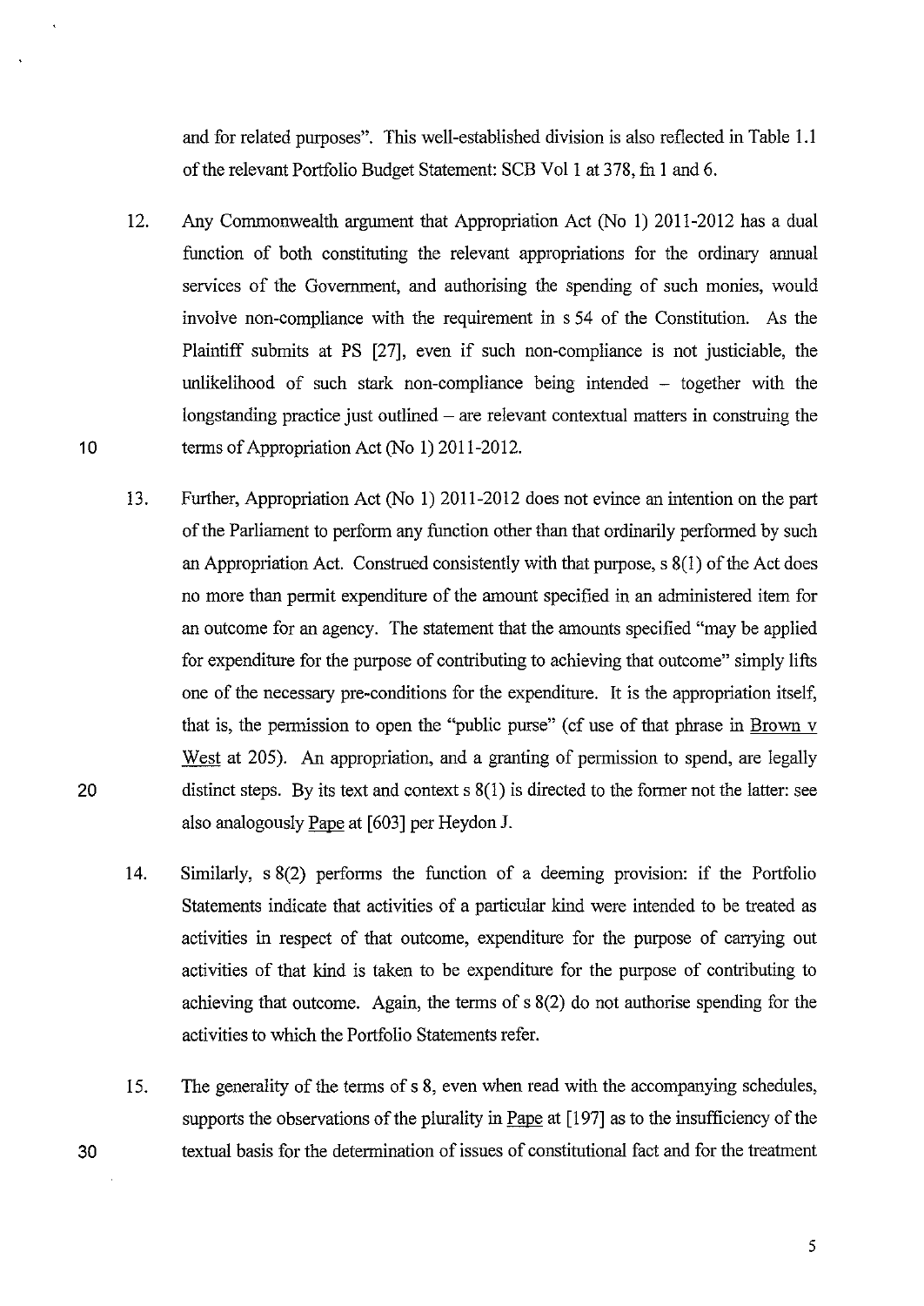and for related purposes". This well-established division is also reflected in Table 1.1 of the relevant Portfolio Budget Statement: SCB Vol 1 at 378, fn 1 and 6.

12. Any Commonwealth argument that Appropriation Act (No 1) 2011-2012 has a dual function of both constituting the relevant appropriations for the ordinary annual services of the Government, and authorising the spending of such monies, would involve non-compliance with the requirement in s 54 of the Constitution. As the Plaintiff submits at PS [27], even if such non-compliance is not justiciable, the unlikelihood of such stark non-compliance being intended – together with the longstanding practice just outlined – are relevant contextual matters in construing the terms of Appropriation Act (No 1) 2011-2012.

13. Further, Appropriation Act (No 1) 2011-2012 does not evince an intention on the part of the Parliament to perform any function other than that ordinarily performed by such an Appropriation Act. Construed consistently with that purpose, s 8(1) of the Act does no more than permit expenditure of the amount specified in an administered item for an outcome for an agency. The statement that the amounts specified "may be applied for expenditure for the purpose of contributing to achieving that outcome" simply lifts one of the necessary pre-conditions for the expenditure. It is the appropriation itself, that is, the permission to open the "public purse" (cf use of that phrase in Brown v West at 205). An appropriation, and a granting of permission to spend, are legally distinct steps. By its text and context s 8(1) is directed to the former not the latter: see also analogously Pape at [603] per Heydon J.

14. Similarly, s 8(2) performs the function of a deeming provision: if the Portfolio Statements indicate that activities of a particular kind were intended to be treated as activities in respect of that outcome, expenditure for the purpose of carrying out activities of that kind is taken to be expenditure for the purpose of contributing to achieving that outcome. Again, the terms of s 8(2) do not authorise spending for the activities to which the Portfolio Statements refer.

15. The generality of the terms of s 8, even when read with the accompanying schedules, supports the observations of the plurality in Pape at [197] as to the insufficiency of the textual basis for the determination of issues of constitutional fact and for the treatment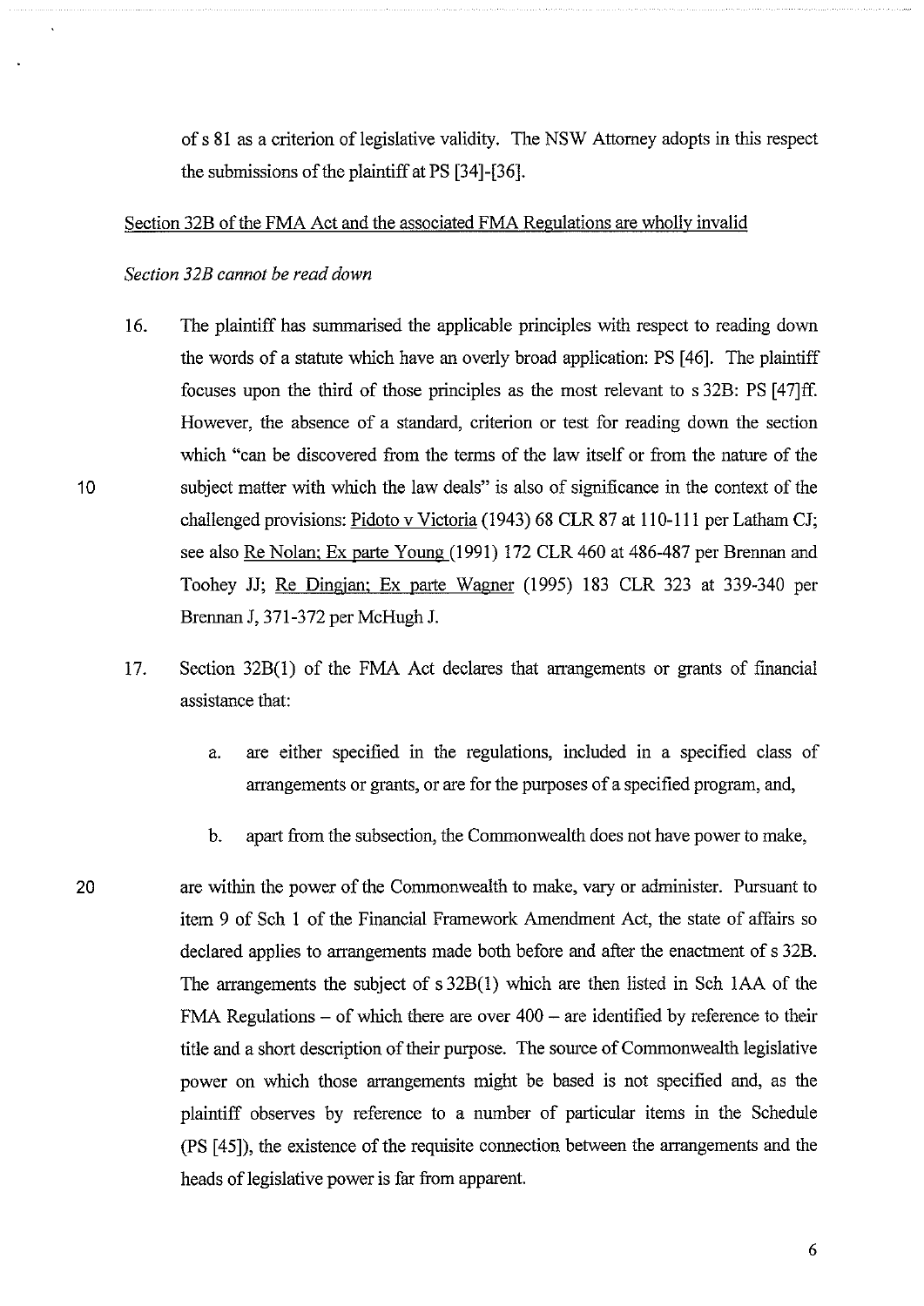of s 81 as a criterion of legislative validity. The NSW Attorney adopts in this respect the submissions of the plaintiff at PS [34]-[36].

<u>Section 32B of the FMA Act and the associated FMA Regulations are wholly invalid</u>

*Section 32B cannot be read down*

16. The plaintiff has summarised the applicable principles with respect to reading down the words of a statute which have an overly broad application: PS [46]. The plaintiff focuses upon the third of those principles as the most relevant to s 32B: PS [47]ff. However, the absence of a standard, criterion or test for reading down the section which "can be discovered from the terms of the law itself or from the nature of the subject matter with which the law deals" is also of significance in the context of the challenged provisions: <u>Pidoto v Victoria</u> (1943) 68 CLR 87 at 110-111 per Latham CJ; see also <u>Re Nolan; Ex parte Young</u> (1991) 172 CLR 460 at 486-487 per Brennan and Toohey JJ; <u>Re Dingjan; Ex parte Wagner</u> (1995) 183 CLR 323 at 339-340 per Brennan J, 371-372 per McHugh J.

17. Section 32B(1) of the FMA Act declares that arrangements or grants of financial assistance that:

    a. are either specified in the regulations, included in a specified class of arrangements or grants, or are for the purposes of a specified program, and,

    b. apart from the subsection, the Commonwealth does not have power to make,

are within the power of the Commonwealth to make, vary or administer. Pursuant to item 9 of Sch 1 of the Financial Framework Amendment Act, the state of affairs so declared applies to arrangements made both before and after the enactment of s 32B. The arrangements the subject of s 32B(1) which are then listed in Sch 1AA of the FMA Regulations – of which there are over 400 – are identified by reference to their title and a short description of their purpose. The source of Commonwealth legislative power on which those arrangements might be based is not specified and, as the plaintiff observes by reference to a number of particular items in the Schedule (PS [45]), the existence of the requisite connection between the arrangements and the heads of legislative power is far from apparent.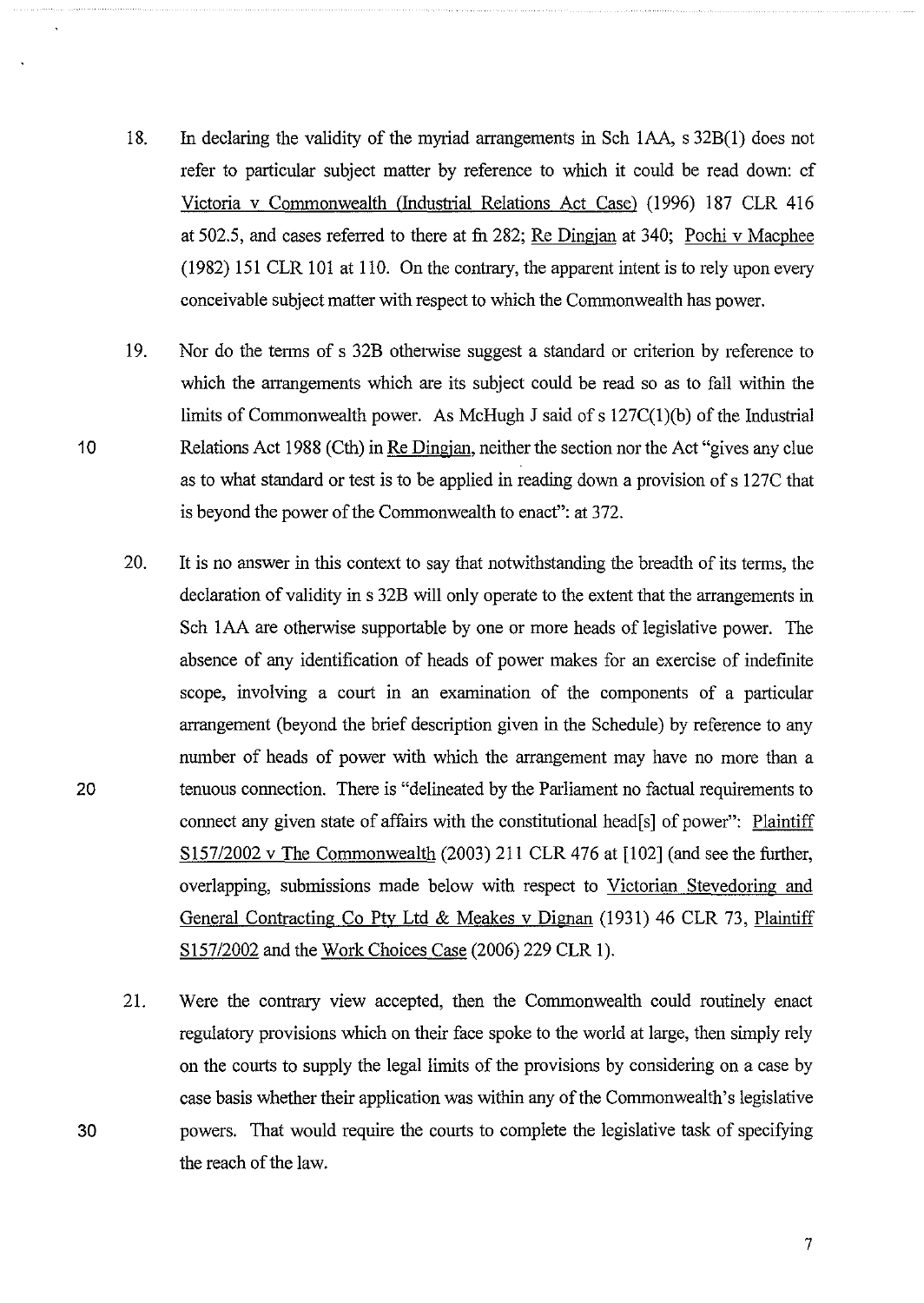18. In declaring the validity of the myriad arrangements in Sch 1AA, s 32B(1) does not refer to particular subject matter by reference to which it could be read down: cf Victoria v Commonwealth (Industrial Relations Act Case) (1996) 187 CLR 416 at 502.5, and cases referred to there at fn 282; Re Dingjan at 340; Pochi v Macphee (1982) 151 CLR 101 at 110. On the contrary, the apparent intent is to rely upon every conceivable subject matter with respect to which the Commonwealth has power.

19. Nor do the terms of s 32B otherwise suggest a standard or criterion by reference to which the arrangements which are its subject could be read so as to fall within the limits of Commonwealth power. As McHugh J said of s 127C(1)(b) of the Industrial Relations Act 1988 (Cth) in Re Dingjan, neither the section nor the Act "gives any clue as to what standard or test is to be applied in reading down a provision of s 127C that is beyond the power of the Commonwealth to enact": at 372.

20. It is no answer in this context to say that notwithstanding the breadth of its terms, the declaration of validity in s 32B will only operate to the extent that the arrangements in Sch 1AA are otherwise supportable by one or more heads of legislative power. The absence of any identification of heads of power makes for an exercise of indefinite scope, involving a court in an examination of the components of a particular arrangement (beyond the brief description given in the Schedule) by reference to any number of heads of power with which the arrangement may have no more than a tenuous connection. There is "delineated by the Parliament no factual requirements to connect any given state of affairs with the constitutional head[s] of power": Plaintiff S157/2002 v The Commonwealth (2003) 211 CLR 476 at [102] (and see the further, overlapping, submissions made below with respect to Victorian Stevedoring and General Contracting Co Pty Ltd & Meakes v Dignan (1931) 46 CLR 73, Plaintiff S157/2002 and the Work Choices Case (2006) 229 CLR 1).

21. Were the contrary view accepted, then the Commonwealth could routinely enact regulatory provisions which on their face spoke to the world at large, then simply rely on the courts to supply the legal limits of the provisions by considering on a case by case basis whether their application was within any of the Commonwealth's legislative powers. That would require the courts to complete the legislative task of specifying the reach of the law.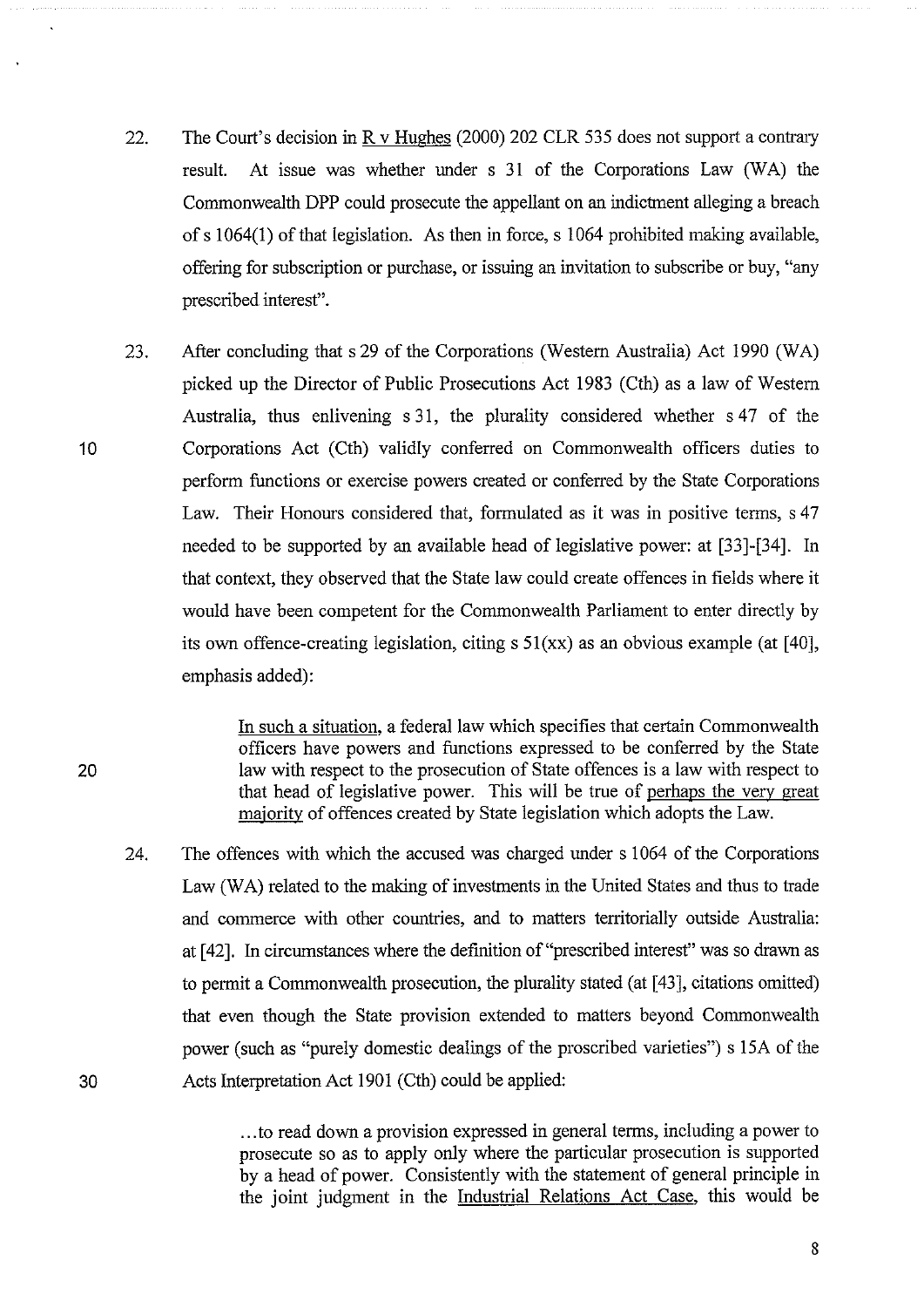22. The Court's decision in R v Hughes (2000) 202 CLR 535 does not support a contrary result. At issue was whether under s 31 of the Corporations Law (WA) the Commonwealth DPP could prosecute the appellant on an indictment alleging a breach of s 1064(1) of that legislation. As then in force, s 1064 prohibited making available, offering for subscription or purchase, or issuing an invitation to subscribe or buy, "any prescribed interest".

23. After concluding that s 29 of the Corporations (Western Australia) Act 1990 (WA) picked up the Director of Public Prosecutions Act 1983 (Cth) as a law of Western Australia, thus enlivening s 31, the plurality considered whether s 47 of the Corporations Act (Cth) validly conferred on Commonwealth officers duties to perform functions or exercise powers created or conferred by the State Corporations Law. Their Honours considered that, formulated as it was in positive terms, s 47 needed to be supported by an available head of legislative power: at [33]-[34]. In that context, they observed that the State law could create offences in fields where it would have been competent for the Commonwealth Parliament to enter directly by its own offence-creating legislation, citing s 51(xx) as an obvious example (at [40], emphasis added):

> In such a situation, a federal law which specifies that certain Commonwealth officers have powers and functions expressed to be conferred by the State law with respect to the prosecution of State offences is a law with respect to that head of legislative power. This will be true of perhaps the very great majority of offences created by State legislation which adopts the Law.

24. The offences with which the accused was charged under s 1064 of the Corporations Law (WA) related to the making of investments in the United States and thus to trade and commerce with other countries, and to matters territorially outside Australia: at [42]. In circumstances where the definition of "prescribed interest" was so drawn as to permit a Commonwealth prosecution, the plurality stated (at [43], citations omitted) that even though the State provision extended to matters beyond Commonwealth power (such as "purely domestic dealings of the proscribed varieties") s 15A of the Acts Interpretation Act 1901 (Cth) could be applied:

> ...to read down a provision expressed in general terms, including a power to prosecute so as to apply only where the particular prosecution is supported by a head of power. Consistently with the statement of general principle in the joint judgment in the Industrial Relations Act Case, this would be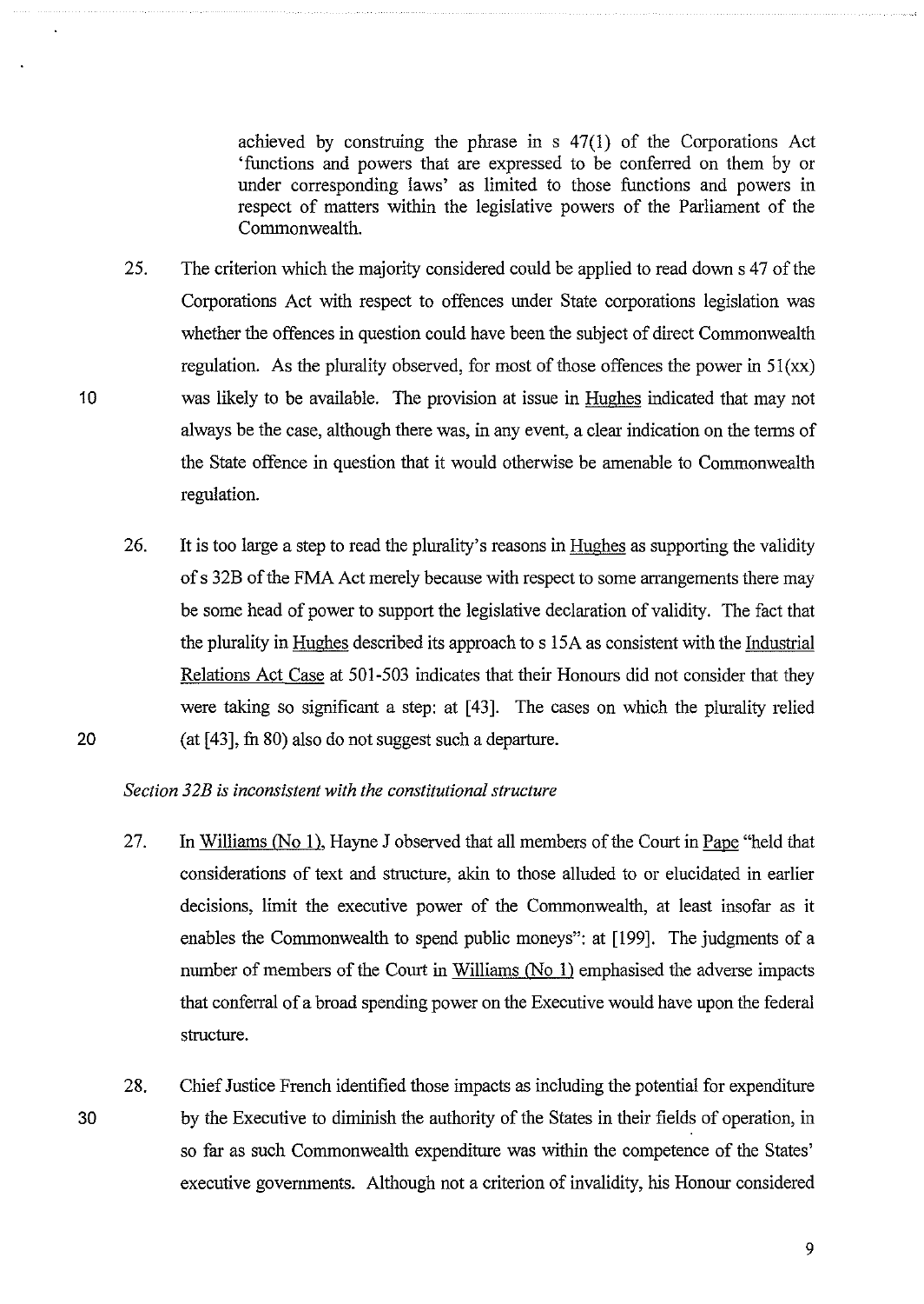> achieved by construing the phrase in s 47(1) of the Corporations Act 'functions and powers that are expressed to be conferred on them by or under corresponding laws' as limited to those functions and powers in respect of matters within the legislative powers of the Parliament of the Commonwealth.

25. The criterion which the majority considered could be applied to read down s 47 of the Corporations Act with respect to offences under State corporations legislation was whether the offences in question could have been the subject of direct Commonwealth regulation. As the plurality observed, for most of those offences the power in 51(xx) was likely to be available. The provision at issue in Hughes indicated that may not always be the case, although there was, in any event, a clear indication on the terms of the State offence in question that it would otherwise be amenable to Commonwealth regulation.

26. It is too large a step to read the plurality's reasons in Hughes as supporting the validity of s 32B of the FMA Act merely because with respect to some arrangements there may be some head of power to support the legislative declaration of validity. The fact that the plurality in Hughes described its approach to s 15A as consistent with the Industrial Relations Act Case at 501-503 indicates that their Honours did not consider that they were taking so significant a step: at [43]. The cases on which the plurality relied (at [43], fn 80) also do not suggest such a departure.

*Section 32B is inconsistent with the constitutional structure*

27. In Williams (No 1), Hayne J observed that all members of the Court in Pape "held that considerations of text and structure, akin to those alluded to or elucidated in earlier decisions, limit the executive power of the Commonwealth, at least insofar as it enables the Commonwealth to spend public moneys": at [199]. The judgments of a number of members of the Court in Williams (No 1) emphasised the adverse impacts that conferral of a broad spending power on the Executive would have upon the federal structure.

28. Chief Justice French identified those impacts as including the potential for expenditure by the Executive to diminish the authority of the States in their fields of operation, in so far as such Commonwealth expenditure was within the competence of the States' executive governments. Although not a criterion of invalidity, his Honour considered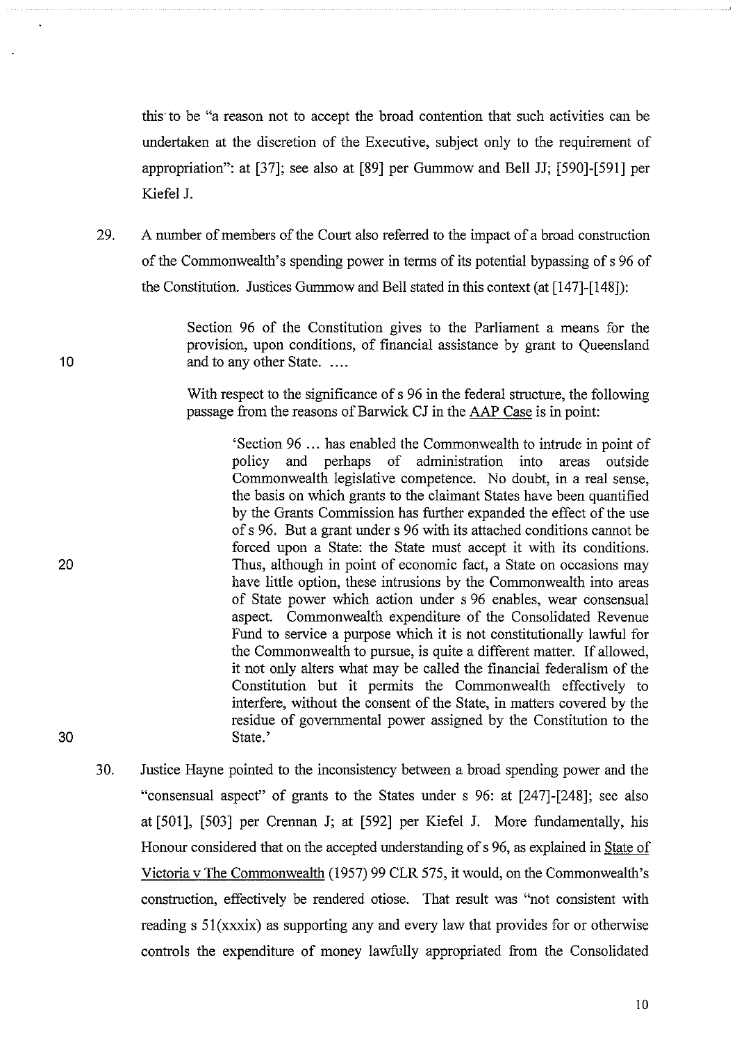this to be "a reason not to accept the broad contention that such activities can be undertaken at the discretion of the Executive, subject only to the requirement of appropriation": at [37]; see also at [89] per Gummow and Bell JJ; [590]-[591] per Kiefel J.

29. A number of members of the Court also referred to the impact of a broad construction of the Commonwealth's spending power in terms of its potential bypassing of s 96 of the Constitution. Justices Gummow and Bell stated in this context (at [147]-[148]):

> Section 96 of the Constitution gives to the Parliament a means for the provision, upon conditions, of financial assistance by grant to Queensland and to any other State. ....
>
> With respect to the significance of s 96 in the federal structure, the following passage from the reasons of Barwick CJ in the AAP Case is in point:
>
> > 'Section 96 ... has enabled the Commonwealth to intrude in point of policy and perhaps of administration into areas outside Commonwealth legislative competence. No doubt, in a real sense, the basis on which grants to the claimant States have been quantified by the Grants Commission has further expanded the effect of the use of s 96. But a grant under s 96 with its attached conditions cannot be forced upon a State: the State must accept it with its conditions. Thus, although in point of economic fact, a State on occasions may have little option, these intrusions by the Commonwealth into areas of State power which action under s 96 enables, wear consensual aspect. Commonwealth expenditure of the Consolidated Revenue Fund to service a purpose which it is not constitutionally lawful for the Commonwealth to pursue, is quite a different matter. If allowed, it not only alters what may be called the financial federalism of the Constitution but it permits the Commonwealth effectively to interfere, without the consent of the State, in matters covered by the residue of governmental power assigned by the Constitution to the State.'

30. Justice Hayne pointed to the inconsistency between a broad spending power and the "consensual aspect" of grants to the States under s 96: at [247]-[248]; see also at [501], [503] per Crennan J; at [592] per Kiefel J. More fundamentally, his Honour considered that on the accepted understanding of s 96, as explained in State of Victoria v The Commonwealth (1957) 99 CLR 575, it would, on the Commonwealth's construction, effectively be rendered otiose. That result was "not consistent with reading s 51(xxxix) as supporting any and every law that provides for or otherwise controls the expenditure of money lawfully appropriated from the Consolidated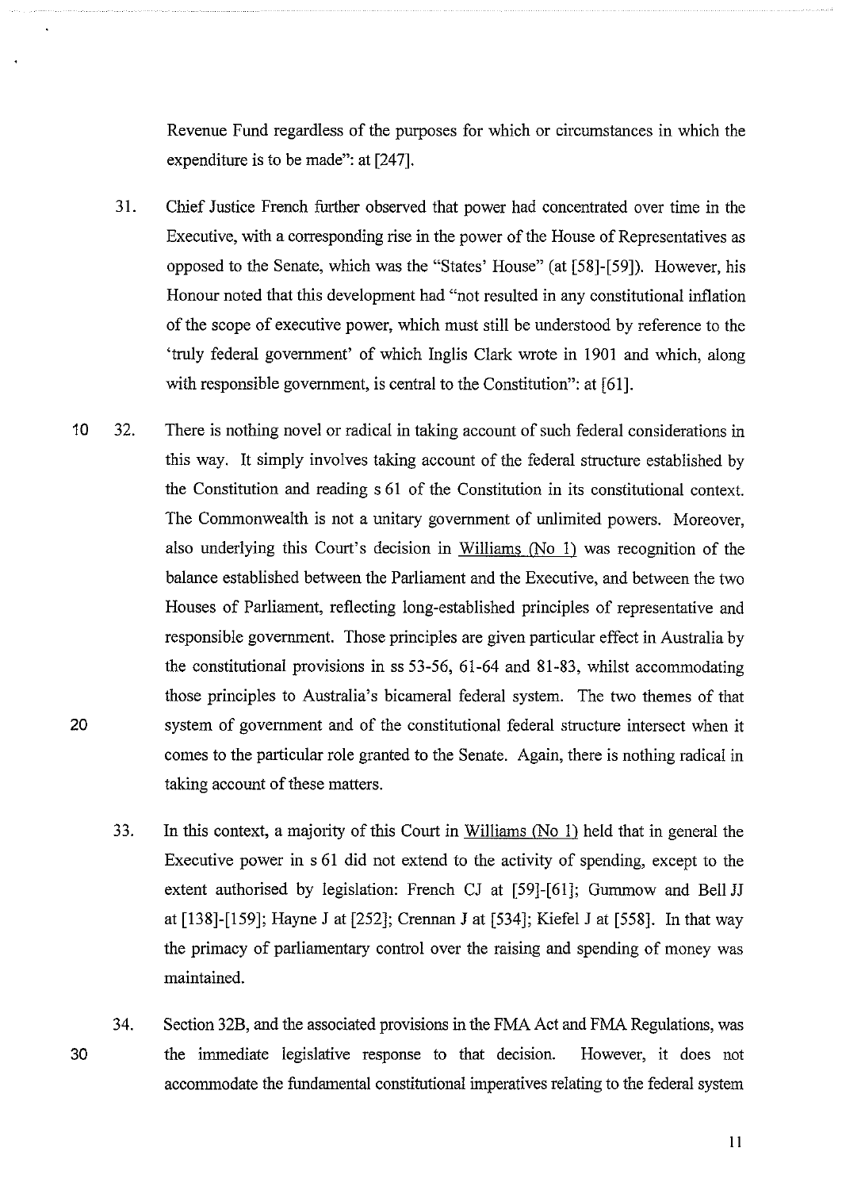Revenue Fund regardless of the purposes for which or circumstances in which the expenditure is to be made": at [247].

31. Chief Justice French further observed that power had concentrated over time in the Executive, with a corresponding rise in the power of the House of Representatives as opposed to the Senate, which was the "States' House" (at [58]-[59]). However, his Honour noted that this development had "not resulted in any constitutional inflation of the scope of executive power, which must still be understood by reference to the 'truly federal government' of which Inglis Clark wrote in 1901 and which, along with responsible government, is central to the Constitution": at [61].

32. There is nothing novel or radical in taking account of such federal considerations in this way. It simply involves taking account of the federal structure established by the Constitution and reading s 61 of the Constitution in its constitutional context. The Commonwealth is not a unitary government of unlimited powers. Moreover, also underlying this Court's decision in Williams (No 1) was recognition of the balance established between the Parliament and the Executive, and between the two Houses of Parliament, reflecting long-established principles of representative and responsible government. Those principles are given particular effect in Australia by the constitutional provisions in ss 53-56, 61-64 and 81-83, whilst accommodating those principles to Australia's bicameral federal system. The two themes of that system of government and of the constitutional federal structure intersect when it comes to the particular role granted to the Senate. Again, there is nothing radical in taking account of these matters.

33. In this context, a majority of this Court in Williams (No 1) held that in general the Executive power in s 61 did not extend to the activity of spending, except to the extent authorised by legislation: French CJ at [59]-[61]; Gummow and Bell JJ at [138]-[159]; Hayne J at [252]; Crennan J at [534]; Kiefel J at [558]. In that way the primacy of parliamentary control over the raising and spending of money was maintained.

34. Section 32B, and the associated provisions in the FMA Act and FMA Regulations, was the immediate legislative response to that decision. However, it does not accommodate the fundamental constitutional imperatives relating to the federal system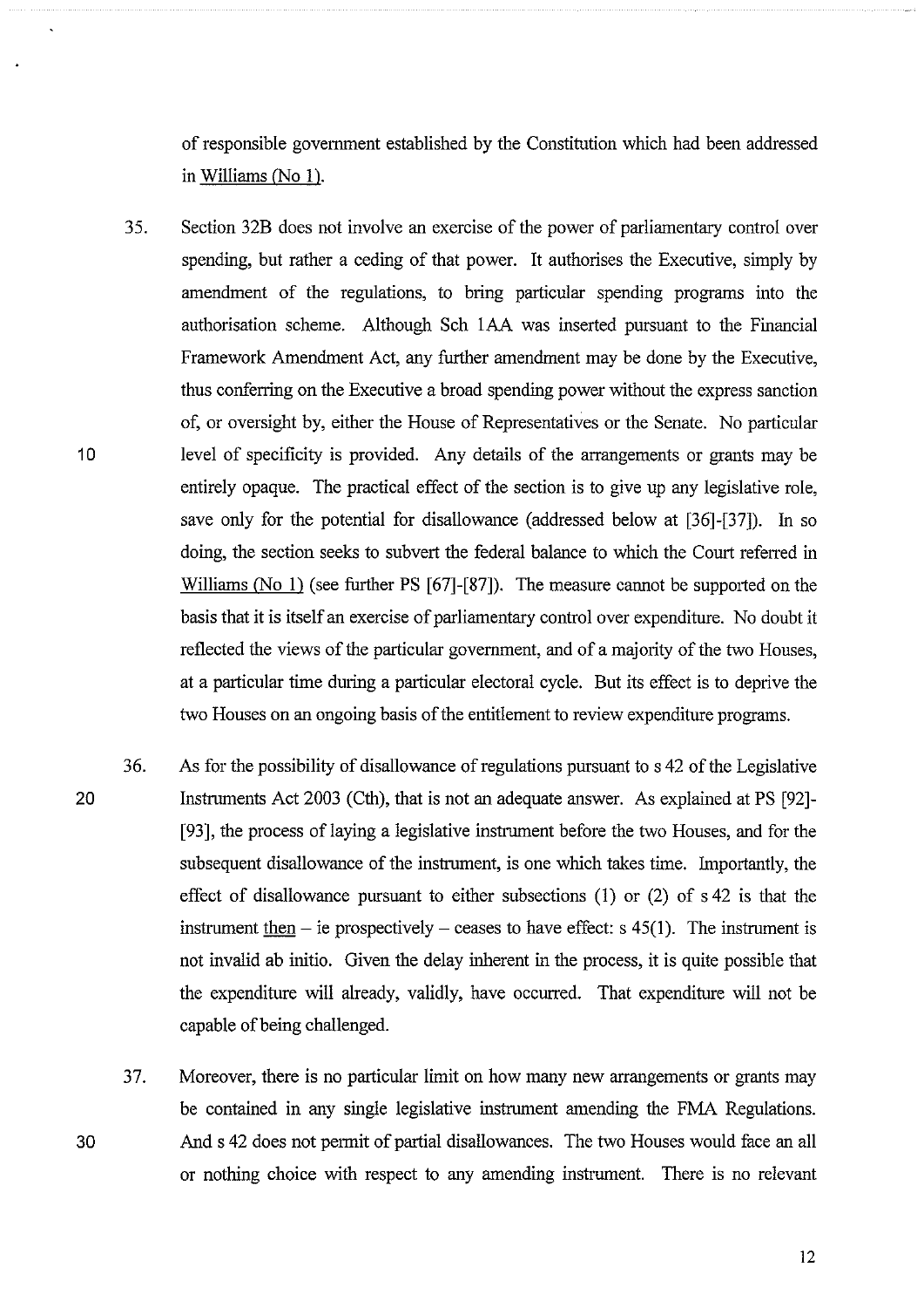of responsible government established by the Constitution which had been addressed in Williams (No 1).

35. Section 32B does not involve an exercise of the power of parliamentary control over spending, but rather a ceding of that power. It authorises the Executive, simply by amendment of the regulations, to bring particular spending programs into the authorisation scheme. Although Sch 1AA was inserted pursuant to the Financial Framework Amendment Act, any further amendment may be done by the Executive, thus conferring on the Executive a broad spending power without the express sanction of, or oversight by, either the House of Representatives or the Senate. No particular level of specificity is provided. Any details of the arrangements or grants may be entirely opaque. The practical effect of the section is to give up any legislative role, save only for the potential for disallowance (addressed below at [36]-[37]). In so doing, the section seeks to subvert the federal balance to which the Court referred in Williams (No 1) (see further PS [67]-[87]). The measure cannot be supported on the basis that it is itself an exercise of parliamentary control over expenditure. No doubt it reflected the views of the particular government, and of a majority of the two Houses, at a particular time during a particular electoral cycle. But its effect is to deprive the two Houses on an ongoing basis of the entitlement to review expenditure programs.

36. As for the possibility of disallowance of regulations pursuant to s 42 of the Legislative Instruments Act 2003 (Cth), that is not an adequate answer. As explained at PS [92]-[93], the process of laying a legislative instrument before the two Houses, and for the subsequent disallowance of the instrument, is one which takes time. Importantly, the effect of disallowance pursuant to either subsections (1) or (2) of s 42 is that the instrument then – ie prospectively – ceases to have effect: s 45(1). The instrument is not invalid ab initio. Given the delay inherent in the process, it is quite possible that the expenditure will already, validly, have occurred. That expenditure will not be capable of being challenged.

37. Moreover, there is no particular limit on how many new arrangements or grants may be contained in any single legislative instrument amending the FMA Regulations. And s 42 does not permit of partial disallowances. The two Houses would face an all or nothing choice with respect to any amending instrument. There is no relevant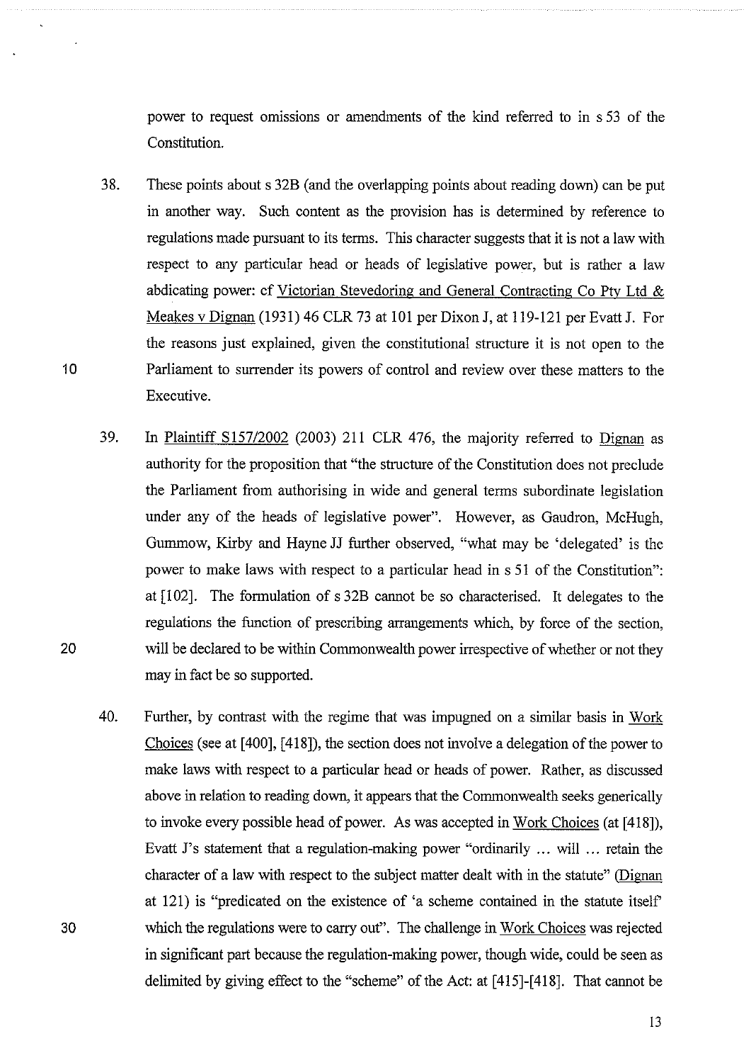power to request omissions or amendments of the kind referred to in s 53 of the Constitution.

38. These points about s 32B (and the overlapping points about reading down) can be put in another way. Such content as the provision has is determined by reference to regulations made pursuant to its terms. This character suggests that it is not a law with respect to any particular head or heads of legislative power, but is rather a law abdicating power: cf Victorian Stevedoring and General Contracting Co Pty Ltd & Meakes v Dignan (1931) 46 CLR 73 at 101 per Dixon J, at 119-121 per Evatt J. For the reasons just explained, given the constitutional structure it is not open to the Parliament to surrender its powers of control and review over these matters to the Executive.

39. In Plaintiff S157/2002 (2003) 211 CLR 476, the majority referred to Dignan as authority for the proposition that "the structure of the Constitution does not preclude the Parliament from authorising in wide and general terms subordinate legislation under any of the heads of legislative power". However, as Gaudron, McHugh, Gummow, Kirby and Hayne JJ further observed, "what may be 'delegated' is the power to make laws with respect to a particular head in s 51 of the Constitution": at [102]. The formulation of s 32B cannot be so characterised. It delegates to the regulations the function of prescribing arrangements which, by force of the section, will be declared to be within Commonwealth power irrespective of whether or not they may in fact be so supported.

40. Further, by contrast with the regime that was impugned on a similar basis in Work Choices (see at [400], [418]), the section does not involve a delegation of the power to make laws with respect to a particular head or heads of power. Rather, as discussed above in relation to reading down, it appears that the Commonwealth seeks generically to invoke every possible head of power. As was accepted in Work Choices (at [418]), Evatt J's statement that a regulation-making power "ordinarily ... will ... retain the character of a law with respect to the subject matter dealt with in the statute" (Dignan at 121) is "predicated on the existence of 'a scheme contained in the statute itself' which the regulations were to carry out". The challenge in Work Choices was rejected in significant part because the regulation-making power, though wide, could be seen as delimited by giving effect to the "scheme" of the Act: at [415]-[418]. That cannot be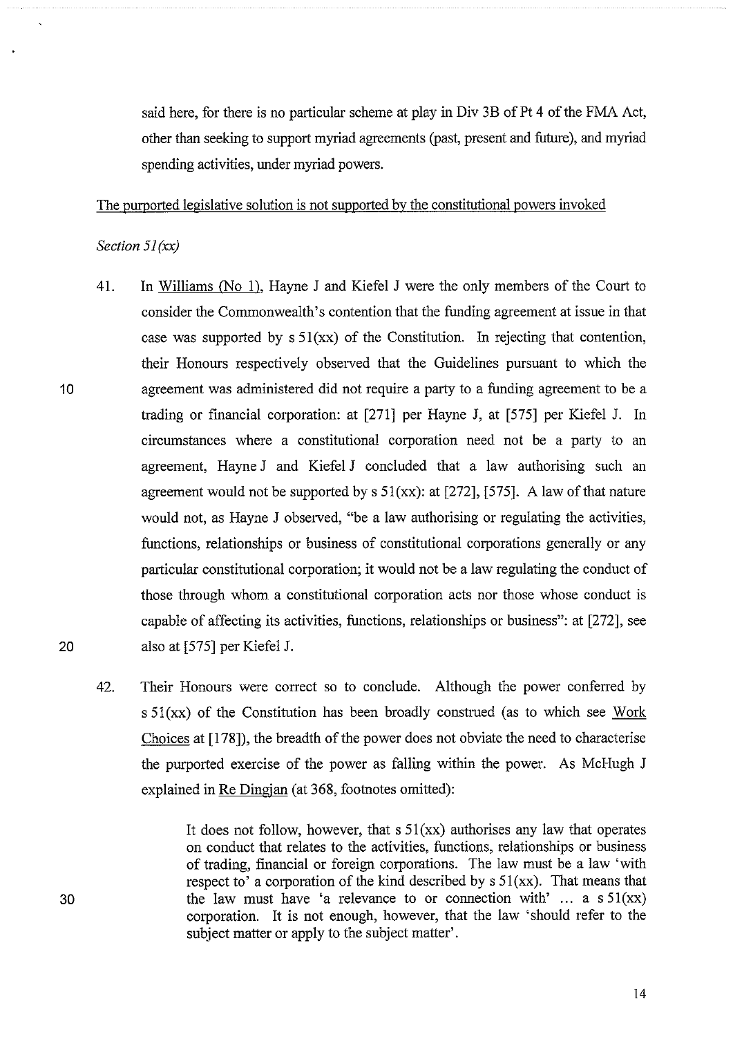said here, for there is no particular scheme at play in Div 3B of Pt 4 of the FMA Act, other than seeking to support myriad agreements (past, present and future), and myriad spending activities, under myriad powers.

The purported legislative solution is not supported by the constitutional powers invoked

*Section 51(xx)*

41. In Williams (No 1), Hayne J and Kiefel J were the only members of the Court to consider the Commonwealth's contention that the funding agreement at issue in that case was supported by s 51(xx) of the Constitution. In rejecting that contention, their Honours respectively observed that the Guidelines pursuant to which the agreement was administered did not require a party to a funding agreement to be a trading or financial corporation: at [271] per Hayne J, at [575] per Kiefel J. In circumstances where a constitutional corporation need not be a party to an agreement, Hayne J and Kiefel J concluded that a law authorising such an agreement would not be supported by s 51(xx): at [272], [575]. A law of that nature would not, as Hayne J observed, "be a law authorising or regulating the activities, functions, relationships or business of constitutional corporations generally or any particular constitutional corporation; it would not be a law regulating the conduct of those through whom a constitutional corporation acts nor those whose conduct is capable of affecting its activities, functions, relationships or business": at [272], see also at [575] per Kiefel J.

42. Their Honours were correct so to conclude. Although the power conferred by s 51(xx) of the Constitution has been broadly construed (as to which see Work Choices at [178]), the breadth of the power does not obviate the need to characterise the purported exercise of the power as falling within the power. As McHugh J explained in Re Dingjan (at 368, footnotes omitted):

> It does not follow, however, that s 51(xx) authorises any law that operates on conduct that relates to the activities, functions, relationships or business of trading, financial or foreign corporations. The law must be a law 'with respect to' a corporation of the kind described by s 51(xx). That means that the law must have 'a relevance to or connection with' ... a s 51(xx) corporation. It is not enough, however, that the law 'should refer to the subject matter or apply to the subject matter'.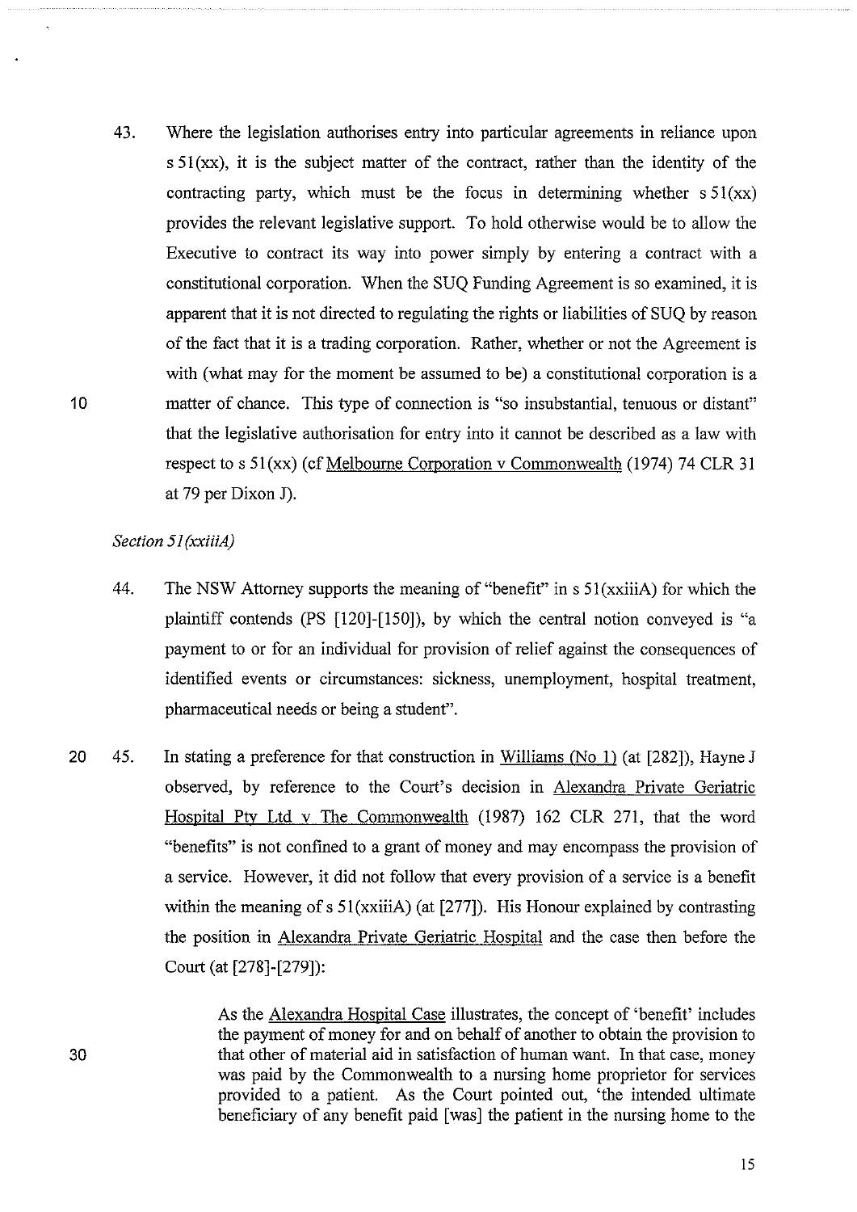43. Where the legislation authorises entry into particular agreements in reliance upon s 51(xx), it is the subject matter of the contract, rather than the identity of the contracting party, which must be the focus in determining whether s 51(xx) provides the relevant legislative support. To hold otherwise would be to allow the Executive to contract its way into power simply by entering a contract with a constitutional corporation. When the SUQ Funding Agreement is so examined, it is apparent that it is not directed to regulating the rights or liabilities of SUQ by reason of the fact that it is a trading corporation. Rather, whether or not the Agreement is with (what may for the moment be assumed to be) a constitutional corporation is a matter of chance. This type of connection is "so insubstantial, tenuous or distant" that the legislative authorisation for entry into it cannot be described as a law with respect to s 51(xx) (cf Melbourne Corporation v Commonwealth (1974) 74 CLR 31 at 79 per Dixon J).

*Section 51(xxiiiA)*

44. The NSW Attorney supports the meaning of "benefit" in s 51(xxiiiA) for which the plaintiff contends (PS [120]-[150]), by which the central notion conveyed is "a payment to or for an individual for provision of relief against the consequences of identified events or circumstances: sickness, unemployment, hospital treatment, pharmaceutical needs or being a student".

45. In stating a preference for that construction in Williams (No 1) (at [282]), Hayne J observed, by reference to the Court's decision in Alexandra Private Geriatric Hospital Pty Ltd v The Commonwealth (1987) 162 CLR 271, that the word "benefits" is not confined to a grant of money and may encompass the provision of a service. However, it did not follow that every provision of a service is a benefit within the meaning of s 51(xxiiiA) (at [277]). His Honour explained by contrasting the position in Alexandra Private Geriatric Hospital and the case then before the Court (at [278]-[279]):

> As the Alexandra Hospital Case illustrates, the concept of 'benefit' includes the payment of money for and on behalf of another to obtain the provision to that other of material aid in satisfaction of human want. In that case, money was paid by the Commonwealth to a nursing home proprietor for services provided to a patient. As the Court pointed out, 'the intended ultimate beneficiary of any benefit paid [was] the patient in the nursing home to the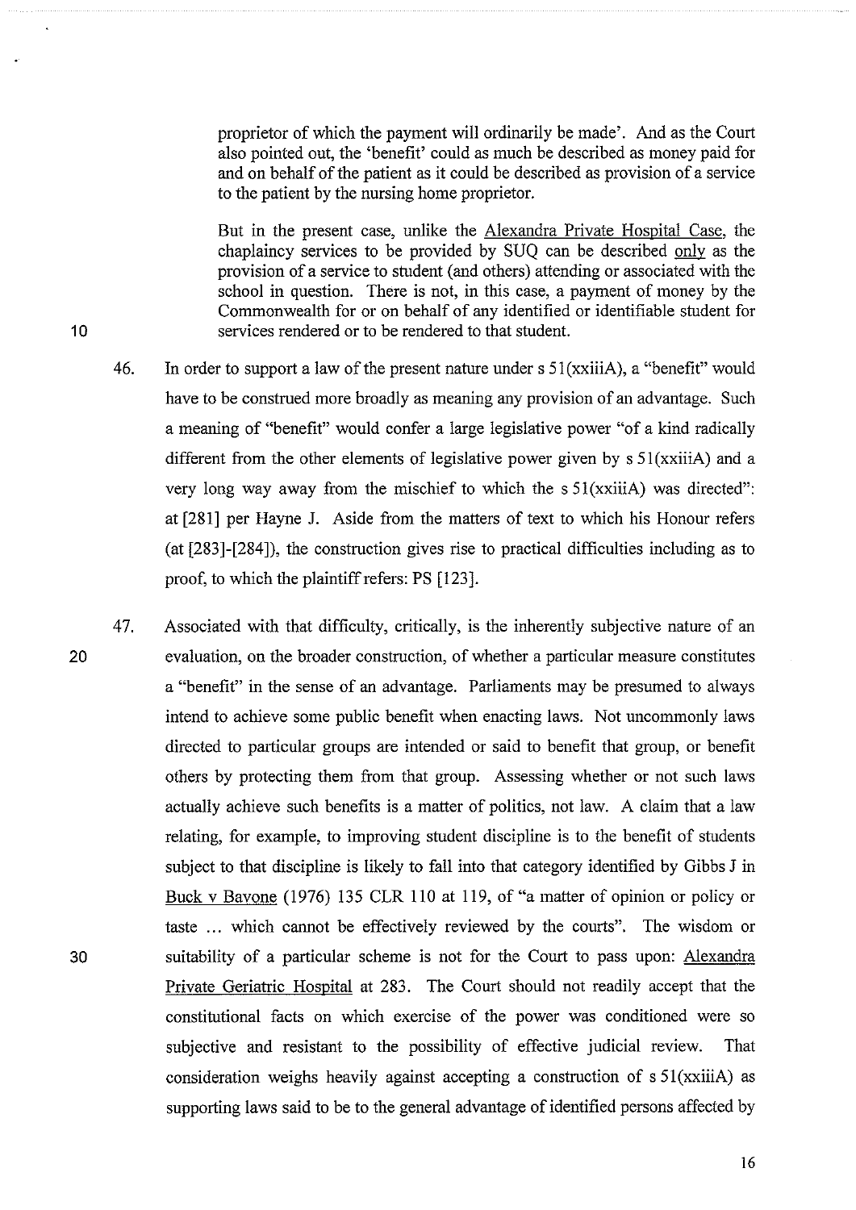proprietor of which the payment will ordinarily be made'. And as the Court also pointed out, the 'benefit' could as much be described as money paid for and on behalf of the patient as it could be described as provision of a service to the patient by the nursing home proprietor.

But in the present case, unlike the Alexandra Private Hospital Case, the chaplaincy services to be provided by SUQ can be described only as the provision of a service to student (and others) attending or associated with the school in question. There is not, in this case, a payment of money by the Commonwealth for or on behalf of any identified or identifiable student for services rendered or to be rendered to that student.

46. In order to support a law of the present nature under s 51(xxiiiA), a "benefit" would have to be construed more broadly as meaning any provision of an advantage. Such a meaning of "benefit" would confer a large legislative power "of a kind radically different from the other elements of legislative power given by s 51(xxiiiA) and a very long way away from the mischief to which the s 51(xxiiiA) was directed": at [281] per Hayne J. Aside from the matters of text to which his Honour refers (at [283]-[284]), the construction gives rise to practical difficulties including as to proof, to which the plaintiff refers: PS [123].

47. Associated with that difficulty, critically, is the inherently subjective nature of an evaluation, on the broader construction, of whether a particular measure constitutes a "benefit" in the sense of an advantage. Parliaments may be presumed to always intend to achieve some public benefit when enacting laws. Not uncommonly laws directed to particular groups are intended or said to benefit that group, or benefit others by protecting them from that group. Assessing whether or not such laws actually achieve such benefits is a matter of politics, not law. A claim that a law relating, for example, to improving student discipline is to the benefit of students subject to that discipline is likely to fall into that category identified by Gibbs J in Buck v Bavone (1976) 135 CLR 110 at 119, of "a matter of opinion or policy or taste ... which cannot be effectively reviewed by the courts". The wisdom or suitability of a particular scheme is not for the Court to pass upon: Alexandra Private Geriatric Hospital at 283. The Court should not readily accept that the constitutional facts on which exercise of the power was conditioned were so subjective and resistant to the possibility of effective judicial review. That consideration weighs heavily against accepting a construction of s 51(xxiiiA) as supporting laws said to be to the general advantage of identified persons affected by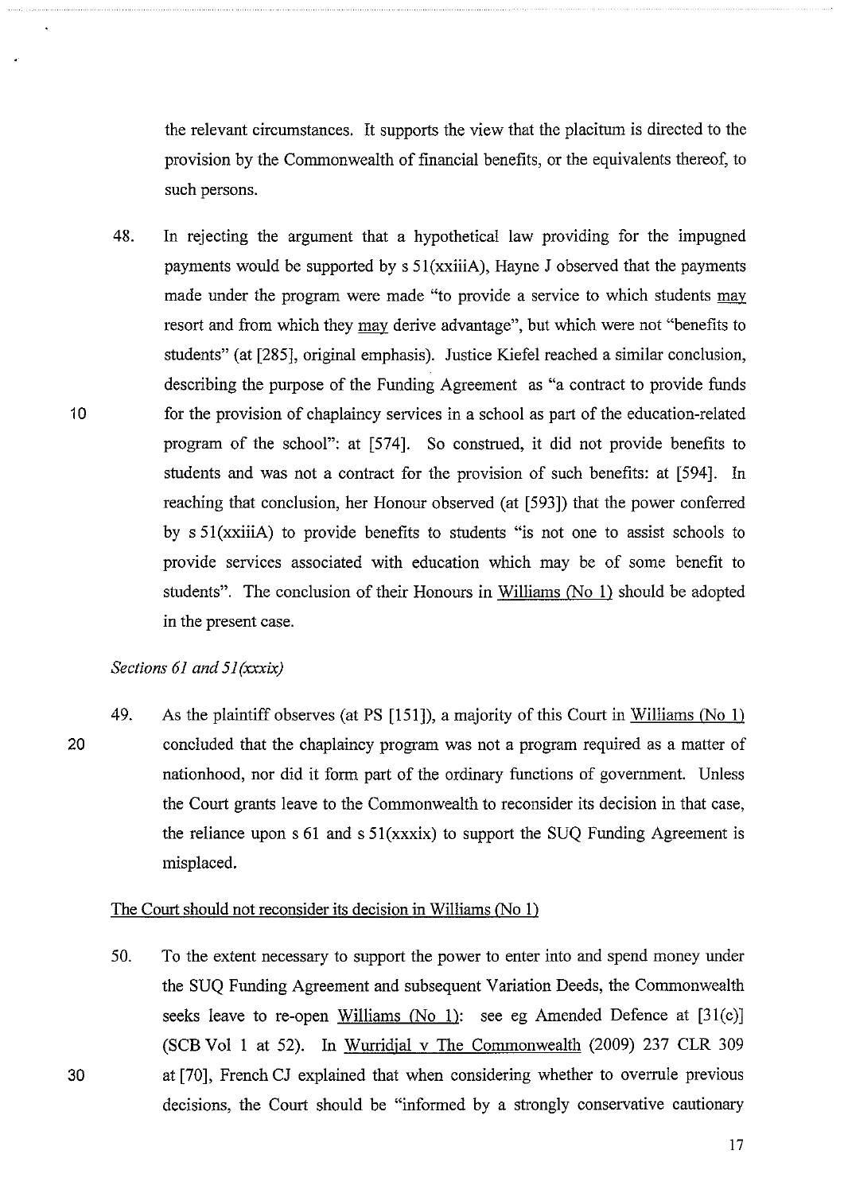the relevant circumstances. It supports the view that the placitum is directed to the provision by the Commonwealth of financial benefits, or the equivalents thereof, to such persons.

48. In rejecting the argument that a hypothetical law providing for the impugned payments would be supported by s 51(xxiiiA), Hayne J observed that the payments made under the program were made "to provide a service to which students may resort and from which they may derive advantage", but which were not "benefits to students" (at [285], original emphasis). Justice Kiefel reached a similar conclusion, describing the purpose of the Funding Agreement as "a contract to provide funds for the provision of chaplaincy services in a school as part of the education-related program of the school": at [574]. So construed, it did not provide benefits to students and was not a contract for the provision of such benefits: at [594]. In reaching that conclusion, her Honour observed (at [593]) that the power conferred by s 51(xxiiiA) to provide benefits to students "is not one to assist schools to provide services associated with education which may be of some benefit to students". The conclusion of their Honours in Williams (No 1) should be adopted in the present case.

*Sections 61 and 51(xxxix)*

49. As the plaintiff observes (at PS [151]), a majority of this Court in Williams (No 1) concluded that the chaplaincy program was not a program required as a matter of nationhood, nor did it form part of the ordinary functions of government. Unless the Court grants leave to the Commonwealth to reconsider its decision in that case, the reliance upon s 61 and s 51(xxxix) to support the SUQ Funding Agreement is misplaced.

The Court should not reconsider its decision in Williams (No 1)

50. To the extent necessary to support the power to enter into and spend money under the SUQ Funding Agreement and subsequent Variation Deeds, the Commonwealth seeks leave to re-open Williams (No 1): see eg Amended Defence at [31(c)] (SCB Vol 1 at 52). In Wurridjal v The Commonwealth (2009) 237 CLR 309 at [70], French CJ explained that when considering whether to overrule previous decisions, the Court should be "informed by a strongly conservative cautionary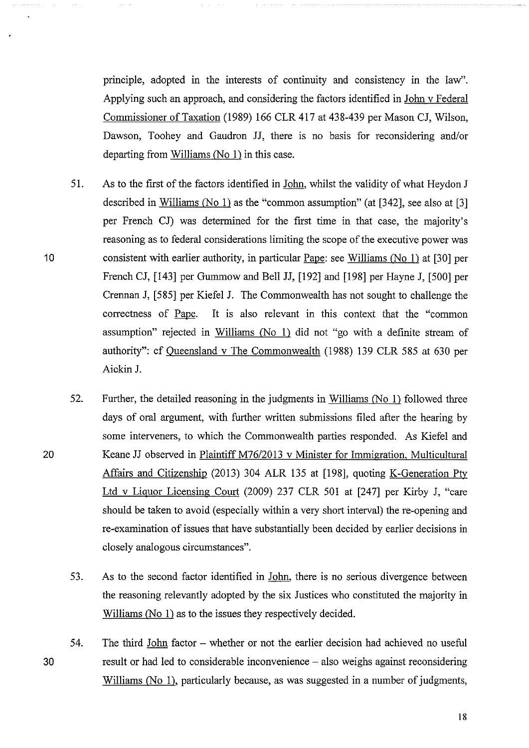principle, adopted in the interests of continuity and consistency in the law". Applying such an approach, and considering the factors identified in John v Federal Commissioner of Taxation (1989) 166 CLR 417 at 438-439 per Mason CJ, Wilson, Dawson, Toohey and Gaudron JJ, there is no basis for reconsidering and/or departing from Williams (No 1) in this case.

51. As to the first of the factors identified in John, whilst the validity of what Heydon J described in Williams (No 1) as the "common assumption" (at [342], see also at [3] per French CJ) was determined for the first time in that case, the majority's reasoning as to federal considerations limiting the scope of the executive power was consistent with earlier authority, in particular Pape: see Williams (No 1) at [30] per French CJ, [143] per Gummow and Bell JJ, [192] and [198] per Hayne J, [500] per Crennan J, [585] per Kiefel J. The Commonwealth has not sought to challenge the correctness of Pape. It is also relevant in this context that the "common assumption" rejected in Williams (No 1) did not "go with a definite stream of authority": cf Queensland v The Commonwealth (1988) 139 CLR 585 at 630 per Aickin J.

52. Further, the detailed reasoning in the judgments in Williams (No 1) followed three days of oral argument, with further written submissions filed after the hearing by some interveners, to which the Commonwealth parties responded. As Kiefel and Keane JJ observed in Plaintiff M76/2013 v Minister for Immigration, Multicultural Affairs and Citizenship (2013) 304 ALR 135 at [198], quoting K-Generation Pty Ltd v Liquor Licensing Court (2009) 237 CLR 501 at [247] per Kirby J, "care should be taken to avoid (especially within a very short interval) the re-opening and re-examination of issues that have substantially been decided by earlier decisions in closely analogous circumstances".

53. As to the second factor identified in John, there is no serious divergence between the reasoning relevantly adopted by the six Justices who constituted the majority in Williams (No 1) as to the issues they respectively decided.

54. The third John factor – whether or not the earlier decision had achieved no useful result or had led to considerable inconvenience – also weighs against reconsidering Williams (No 1), particularly because, as was suggested in a number of judgments,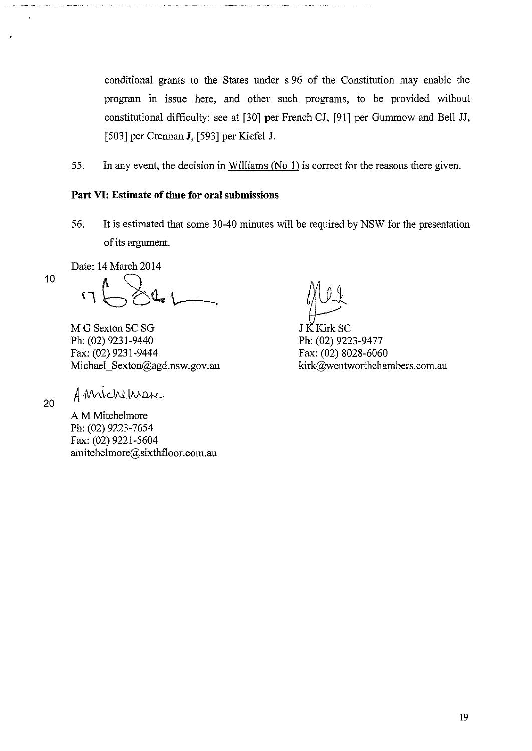conditional grants to the States under s 96 of the Constitution may enable the program in issue here, and other such programs, to be provided without constitutional difficulty: see at [30] per French CJ, [91] per Gummow and Bell JJ, [503] per Crennan J, [593] per Kiefel J.

55. In any event, the decision in Williams (No 1) is correct for the reasons there given.

## Part VI: Estimate of time for oral submissions

56. It is estimated that some 30-40 minutes will be required by NSW for the presentation of its argument.

Date: 14 March 2014

M G Sexton SC SG
Ph: (02) 9231-9440
Fax: (02) 9231-9444
Michael_Sexton@agd.nsw.gov.au

J K Kirk SC
Ph: (02) 9223-9477
Fax: (02) 8028-6060
kirk@wentworthchambers.com.au

A M Mitchelmore
Ph: (02) 9223-7654
Fax: (02) 9221-5604
amitchelmore@sixthfloor.com.au